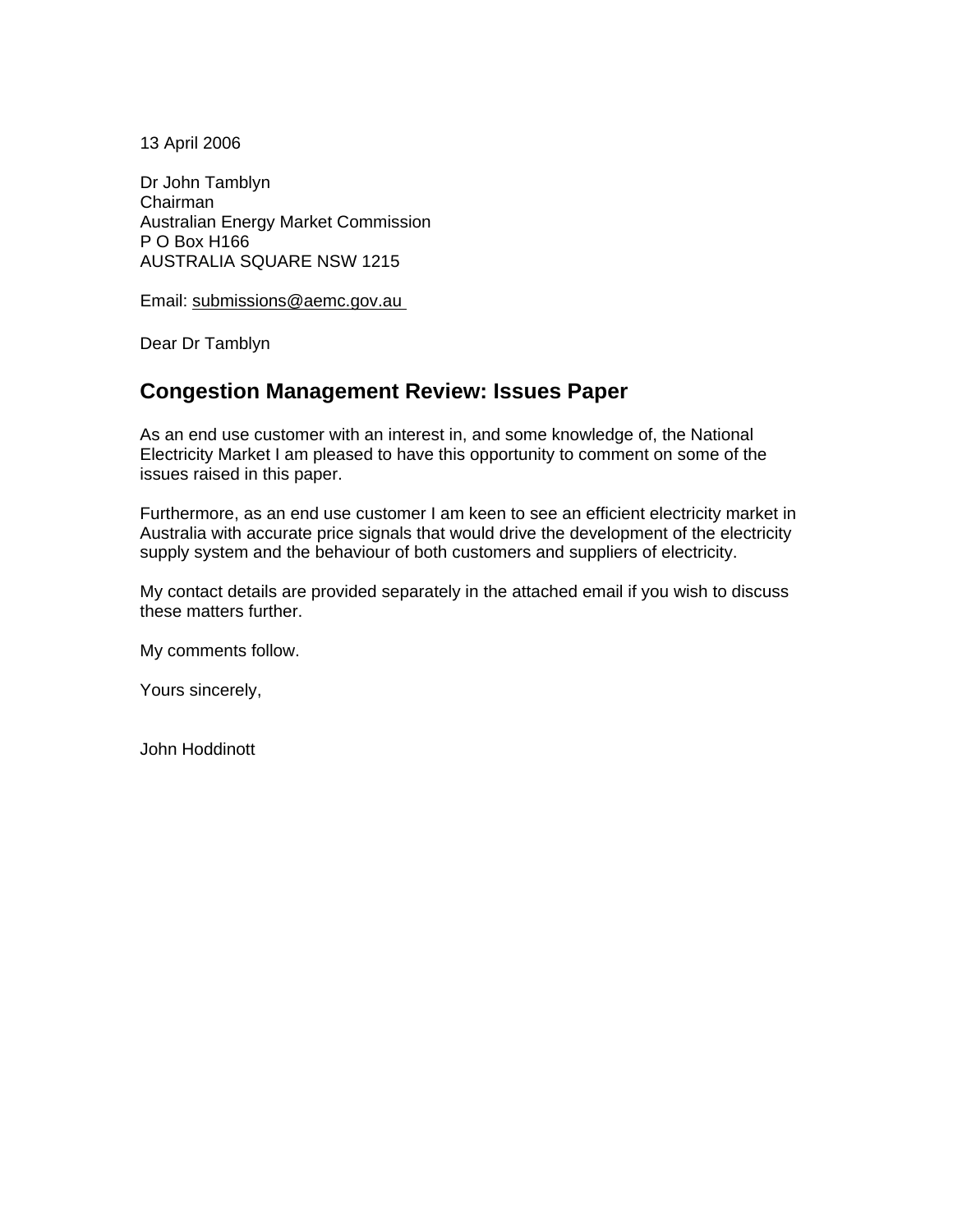13 April 2006

Dr John Tamblyn
Chairman
Australian Energy Market Commission
P O Box H166
AUSTRALIA SQUARE NSW 1215

Email: submissions@aemc.gov.au

Dear Dr Tamblyn

## Congestion Management Review: Issues Paper

As an end use customer with an interest in, and some knowledge of, the National Electricity Market I am pleased to have this opportunity to comment on some of the issues raised in this paper.

Furthermore, as an end use customer I am keen to see an efficient electricity market in Australia with accurate price signals that would drive the development of the electricity supply system and the behaviour of both customers and suppliers of electricity.

My contact details are provided separately in the attached email if you wish to discuss these matters further.

My comments follow.

Yours sincerely,

John Hoddinott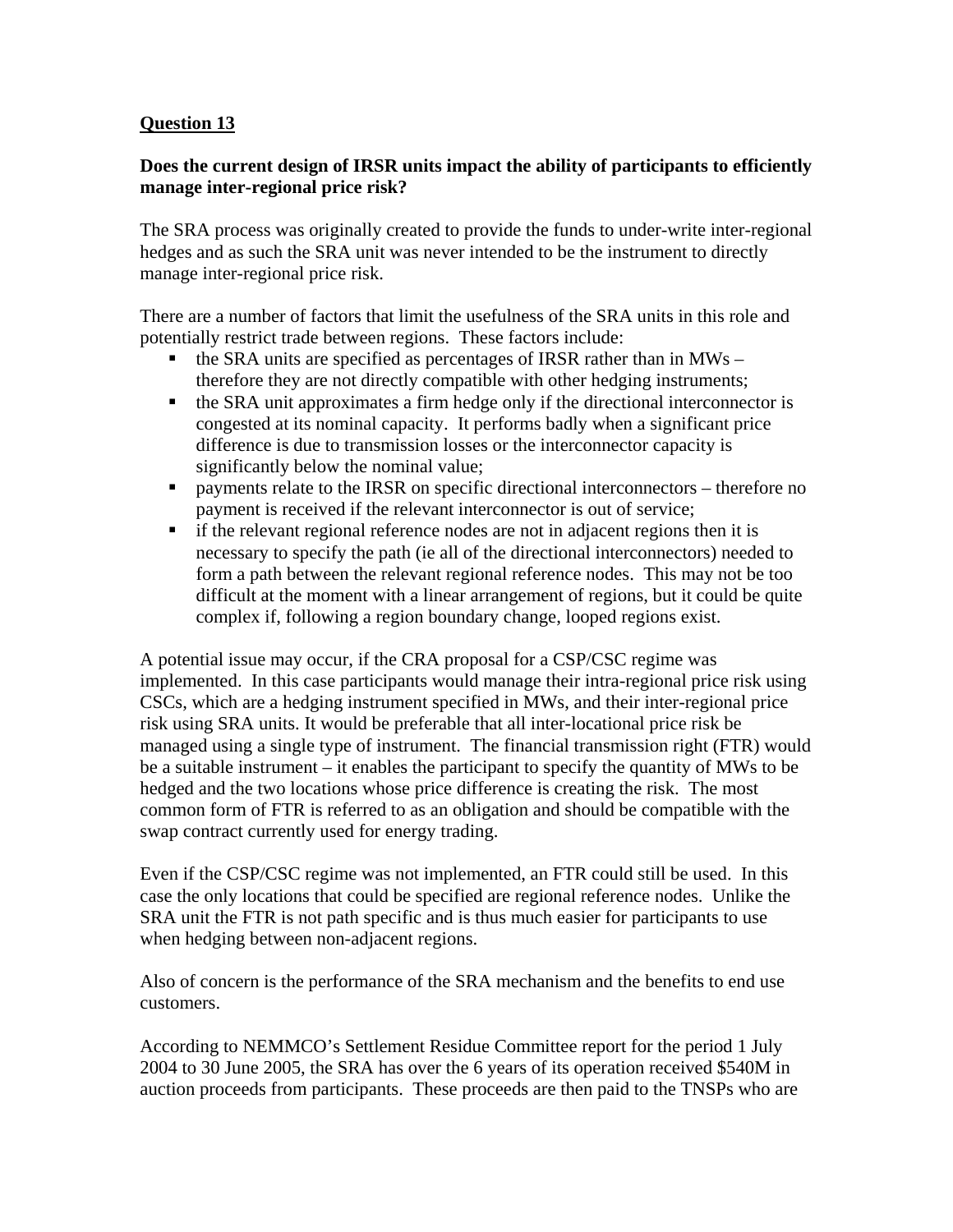## Question 13

**Does the current design of IRSR units impact the ability of participants to efficiently manage inter-regional price risk?**

The SRA process was originally created to provide the funds to under-write inter-regional hedges and as such the SRA unit was never intended to be the instrument to directly manage inter-regional price risk.

There are a number of factors that limit the usefulness of the SRA units in this role and potentially restrict trade between regions. These factors include:

- the SRA units are specified as percentages of IRSR rather than in MWs – therefore they are not directly compatible with other hedging instruments;
- the SRA unit approximates a firm hedge only if the directional interconnector is congested at its nominal capacity. It performs badly when a significant price difference is due to transmission losses or the interconnector capacity is significantly below the nominal value;
- payments relate to the IRSR on specific directional interconnectors – therefore no payment is received if the relevant interconnector is out of service;
- if the relevant regional reference nodes are not in adjacent regions then it is necessary to specify the path (ie all of the directional interconnectors) needed to form a path between the relevant regional reference nodes. This may not be too difficult at the moment with a linear arrangement of regions, but it could be quite complex if, following a region boundary change, looped regions exist.

A potential issue may occur, if the CRA proposal for a CSP/CSC regime was implemented. In this case participants would manage their intra-regional price risk using CSCs, which are a hedging instrument specified in MWs, and their inter-regional price risk using SRA units. It would be preferable that all inter-locational price risk be managed using a single type of instrument. The financial transmission right (FTR) would be a suitable instrument – it enables the participant to specify the quantity of MWs to be hedged and the two locations whose price difference is creating the risk. The most common form of FTR is referred to as an obligation and should be compatible with the swap contract currently used for energy trading.

Even if the CSP/CSC regime was not implemented, an FTR could still be used. In this case the only locations that could be specified are regional reference nodes. Unlike the SRA unit the FTR is not path specific and is thus much easier for participants to use when hedging between non-adjacent regions.

Also of concern is the performance of the SRA mechanism and the benefits to end use customers.

According to NEMMCO's Settlement Residue Committee report for the period 1 July 2004 to 30 June 2005, the SRA has over the 6 years of its operation received $540M in auction proceeds from participants. These proceeds are then paid to the TNSPs who are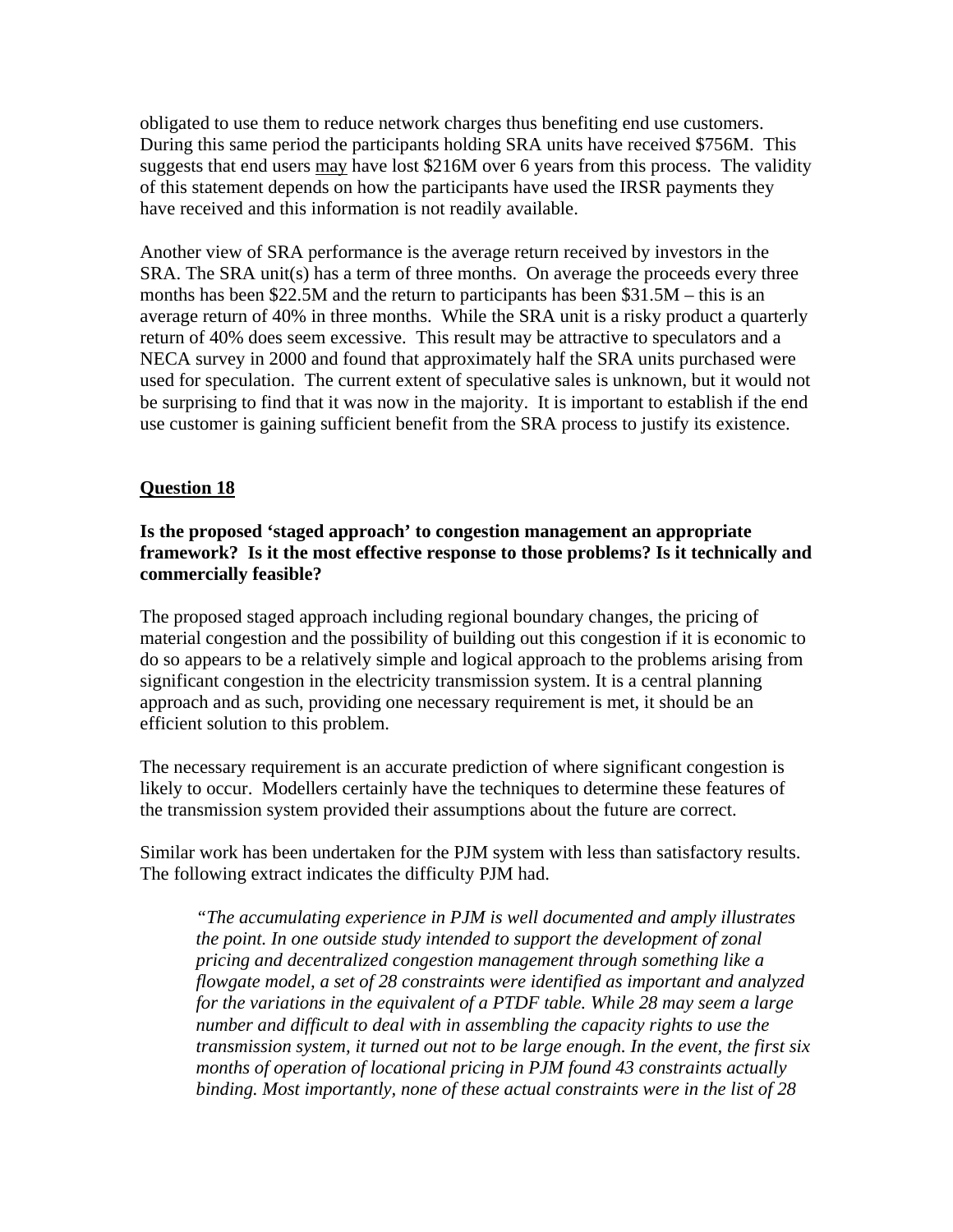obligated to use them to reduce network charges thus benefiting end use customers. During this same period the participants holding SRA units have received $756M. This suggests that end users <u>may</u> have lost $216M over 6 years from this process. The validity of this statement depends on how the participants have used the IRSR payments they have received and this information is not readily available.

Another view of SRA performance is the average return received by investors in the SRA. The SRA unit(s) has a term of three months. On average the proceeds every three months has been $22.5M and the return to participants has been $31.5M – this is an average return of 40% in three months. While the SRA unit is a risky product a quarterly return of 40% does seem excessive. This result may be attractive to speculators and a NECA survey in 2000 and found that approximately half the SRA units purchased were used for speculation. The current extent of speculative sales is unknown, but it would not be surprising to find that it was now in the majority. It is important to establish if the end use customer is gaining sufficient benefit from the SRA process to justify its existence.

## <u>Question 18</u>

**Is the proposed 'staged approach' to congestion management an appropriate framework? Is it the most effective response to those problems? Is it technically and commercially feasible?**

The proposed staged approach including regional boundary changes, the pricing of material congestion and the possibility of building out this congestion if it is economic to do so appears to be a relatively simple and logical approach to the problems arising from significant congestion in the electricity transmission system. It is a central planning approach and as such, providing one necessary requirement is met, it should be an efficient solution to this problem.

The necessary requirement is an accurate prediction of where significant congestion is likely to occur. Modellers certainly have the techniques to determine these features of the transmission system provided their assumptions about the future are correct.

Similar work has been undertaken for the PJM system with less than satisfactory results. The following extract indicates the difficulty PJM had.

> *"The accumulating experience in PJM is well documented and amply illustrates the point. In one outside study intended to support the development of zonal pricing and decentralized congestion management through something like a flowgate model, a set of 28 constraints were identified as important and analyzed for the variations in the equivalent of a PTDF table. While 28 may seem a large number and difficult to deal with in assembling the capacity rights to use the transmission system, it turned out not to be large enough. In the event, the first six months of operation of locational pricing in PJM found 43 constraints actually binding. Most importantly, none of these actual constraints were in the list of 28*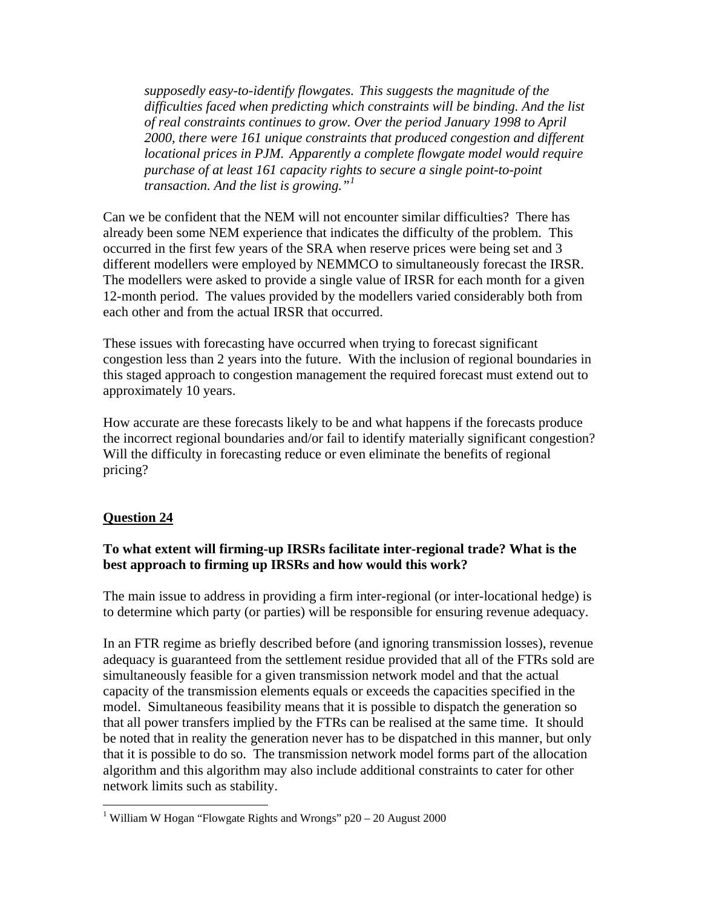> *supposedly easy-to-identify flowgates. This suggests the magnitude of the difficulties faced when predicting which constraints will be binding. And the list of real constraints continues to grow. Over the period January 1998 to April 2000, there were 161 unique constraints that produced congestion and different locational prices in PJM. Apparently a complete flowgate model would require purchase of at least 161 capacity rights to secure a single point-to-point transaction. And the list is growing."*[1]

Can we be confident that the NEM will not encounter similar difficulties? There has already been some NEM experience that indicates the difficulty of the problem. This occurred in the first few years of the SRA when reserve prices were being set and 3 different modellers were employed by NEMMCO to simultaneously forecast the IRSR. The modellers were asked to provide a single value of IRSR for each month for a given 12-month period. The values provided by the modellers varied considerably both from each other and from the actual IRSR that occurred.

These issues with forecasting have occurred when trying to forecast significant congestion less than 2 years into the future. With the inclusion of regional boundaries in this staged approach to congestion management the required forecast must extend out to approximately 10 years.

How accurate are these forecasts likely to be and what happens if the forecasts produce the incorrect regional boundaries and/or fail to identify materially significant congestion? Will the difficulty in forecasting reduce or even eliminate the benefits of regional pricing?

## Question 24

**To what extent will firming-up IRSRs facilitate inter-regional trade? What is the best approach to firming up IRSRs and how would this work?**

The main issue to address in providing a firm inter-regional (or inter-locational hedge) is to determine which party (or parties) will be responsible for ensuring revenue adequacy.

In an FTR regime as briefly described before (and ignoring transmission losses), revenue adequacy is guaranteed from the settlement residue provided that all of the FTRs sold are simultaneously feasible for a given transmission network model and that the actual capacity of the transmission elements equals or exceeds the capacities specified in the model. Simultaneous feasibility means that it is possible to dispatch the generation so that all power transfers implied by the FTRs can be realised at the same time. It should be noted that in reality the generation never has to be dispatched in this manner, but only that it is possible to do so. The transmission network model forms part of the allocation algorithm and this algorithm may also include additional constraints to cater for other network limits such as stability.

---

[1] William W Hogan "Flowgate Rights and Wrongs" p20 – 20 August 2000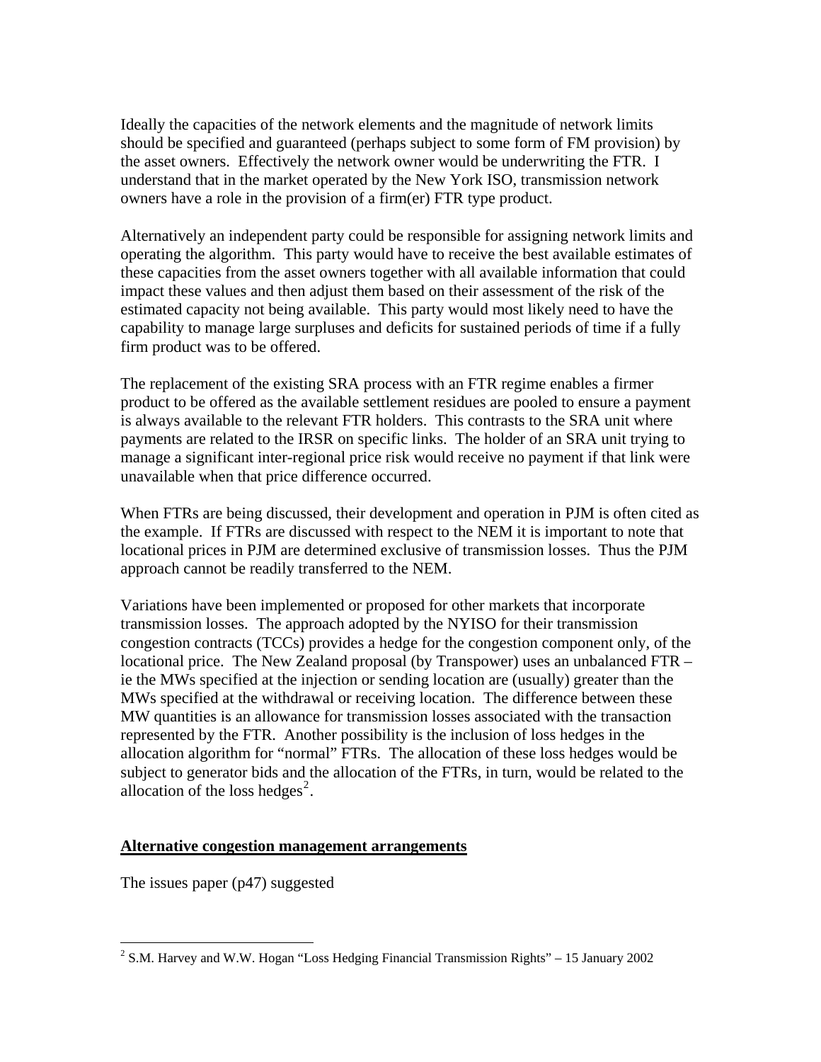Ideally the capacities of the network elements and the magnitude of network limits should be specified and guaranteed (perhaps subject to some form of FM provision) by the asset owners. Effectively the network owner would be underwriting the FTR. I understand that in the market operated by the New York ISO, transmission network owners have a role in the provision of a firm(er) FTR type product.

Alternatively an independent party could be responsible for assigning network limits and operating the algorithm. This party would have to receive the best available estimates of these capacities from the asset owners together with all available information that could impact these values and then adjust them based on their assessment of the risk of the estimated capacity not being available. This party would most likely need to have the capability to manage large surpluses and deficits for sustained periods of time if a fully firm product was to be offered.

The replacement of the existing SRA process with an FTR regime enables a firmer product to be offered as the available settlement residues are pooled to ensure a payment is always available to the relevant FTR holders. This contrasts to the SRA unit where payments are related to the IRSR on specific links. The holder of an SRA unit trying to manage a significant inter-regional price risk would receive no payment if that link were unavailable when that price difference occurred.

When FTRs are being discussed, their development and operation in PJM is often cited as the example. If FTRs are discussed with respect to the NEM it is important to note that locational prices in PJM are determined exclusive of transmission losses. Thus the PJM approach cannot be readily transferred to the NEM.

Variations have been implemented or proposed for other markets that incorporate transmission losses. The approach adopted by the NYISO for their transmission congestion contracts (TCCs) provides a hedge for the congestion component only, of the locational price. The New Zealand proposal (by Transpower) uses an unbalanced FTR – ie the MWs specified at the injection or sending location are (usually) greater than the MWs specified at the withdrawal or receiving location. The difference between these MW quantities is an allowance for transmission losses associated with the transaction represented by the FTR. Another possibility is the inclusion of loss hedges in the allocation algorithm for "normal" FTRs. The allocation of these loss hedges would be subject to generator bids and the allocation of the FTRs, in turn, would be related to the allocation of the loss hedges[2].

## Alternative congestion management arrangements

The issues paper (p47) suggested

---

[2] S.M. Harvey and W.W. Hogan "Loss Hedging Financial Transmission Rights" – 15 January 2002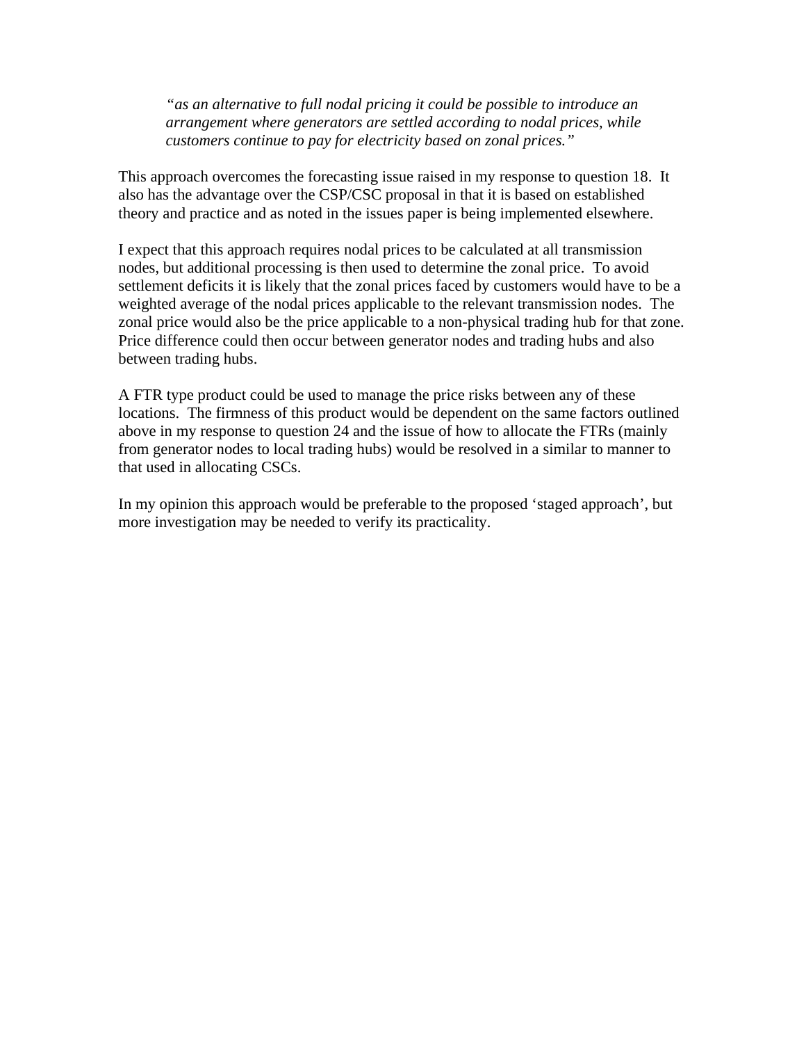> *"as an alternative to full nodal pricing it could be possible to introduce an arrangement where generators are settled according to nodal prices, while customers continue to pay for electricity based on zonal prices."*

This approach overcomes the forecasting issue raised in my response to question 18. It also has the advantage over the CSP/CSC proposal in that it is based on established theory and practice and as noted in the issues paper is being implemented elsewhere.

I expect that this approach requires nodal prices to be calculated at all transmission nodes, but additional processing is then used to determine the zonal price. To avoid settlement deficits it is likely that the zonal prices faced by customers would have to be a weighted average of the nodal prices applicable to the relevant transmission nodes. The zonal price would also be the price applicable to a non-physical trading hub for that zone. Price difference could then occur between generator nodes and trading hubs and also between trading hubs.

A FTR type product could be used to manage the price risks between any of these locations. The firmness of this product would be dependent on the same factors outlined above in my response to question 24 and the issue of how to allocate the FTRs (mainly from generator nodes to local trading hubs) would be resolved in a similar to manner to that used in allocating CSCs.

In my opinion this approach would be preferable to the proposed 'staged approach', but more investigation may be needed to verify its practicality.